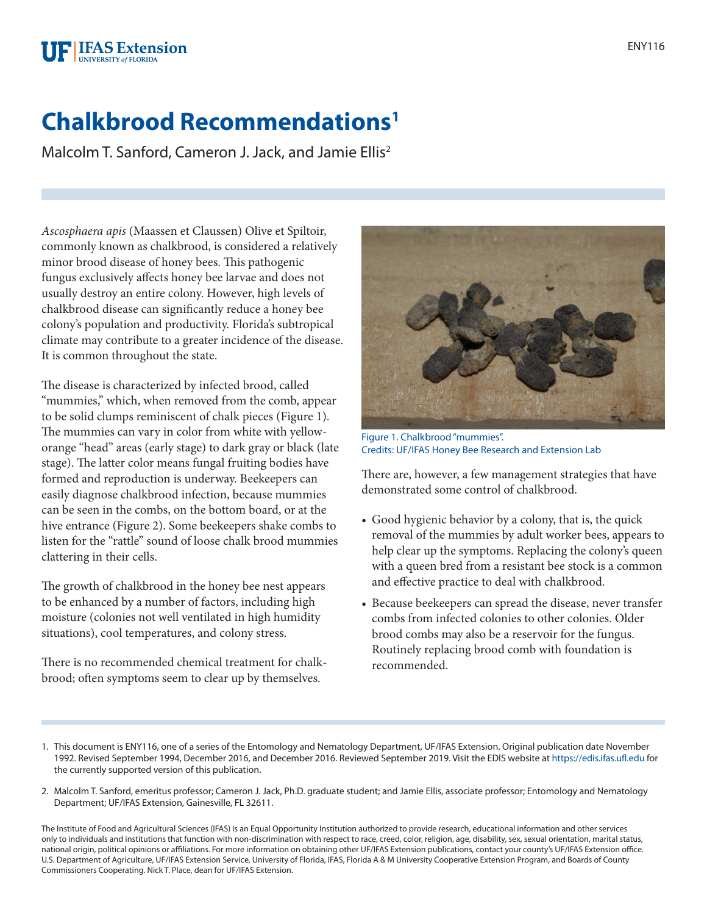# Chalkbrood Recommendations[1]

Malcolm T. Sanford, Cameron J. Jack, and Jamie Ellis[2]

*Ascosphaera apis* (Maassen et Claussen) Olive et Spiltoir, commonly known as chalkbrood, is considered a relatively minor brood disease of honey bees. This pathogenic fungus exclusively affects honey bee larvae and does not usually destroy an entire colony. However, high levels of chalkbrood disease can significantly reduce a honey bee colony's population and productivity. Florida's subtropical climate may contribute to a greater incidence of the disease. It is common throughout the state.

The disease is characterized by infected brood, called "mummies," which, when removed from the comb, appear to be solid clumps reminiscent of chalk pieces (Figure 1). The mummies can vary in color from white with yellow-orange "head" areas (early stage) to dark gray or black (late stage). The latter color means fungal fruiting bodies have formed and reproduction is underway. Beekeepers can easily diagnose chalkbrood infection, because mummies can be seen in the combs, on the bottom board, or at the hive entrance (Figure 2). Some beekeepers shake combs to listen for the "rattle" sound of loose chalk brood mummies clattering in their cells.

The growth of chalkbrood in the honey bee nest appears to be enhanced by a number of factors, including high moisture (colonies not well ventilated in high humidity situations), cool temperatures, and colony stress.

There is no recommended chemical treatment for chalkbrood; often symptoms seem to clear up by themselves.

Figure 1. Chalkbrood "mummies".
Credits: UF/IFAS Honey Bee Research and Extension Lab

There are, however, a few management strategies that have demonstrated some control of chalkbrood.

- Good hygienic behavior by a colony, that is, the quick removal of the mummies by adult worker bees, appears to help clear up the symptoms. Replacing the colony's queen with a queen bred from a resistant bee stock is a common and effective practice to deal with chalkbrood.
- Because beekeepers can spread the disease, never transfer combs from infected colonies to other colonies. Older brood combs may also be a reservoir for the fungus. Routinely replacing brood comb with foundation is recommended.

1. This document is ENY116, one of a series of the Entomology and Nematology Department, UF/IFAS Extension. Original publication date November 1992. Revised September 1994, December 2016, and December 2016. Reviewed September 2019. Visit the EDIS website at https://edis.ifas.ufl.edu for the currently supported version of this publication.

2. Malcolm T. Sanford, emeritus professor; Cameron J. Jack, Ph.D. graduate student; and Jamie Ellis, associate professor; Entomology and Nematology Department; UF/IFAS Extension, Gainesville, FL 32611.

The Institute of Food and Agricultural Sciences (IFAS) is an Equal Opportunity Institution authorized to provide research, educational information and other services only to individuals and institutions that function with non-discrimination with respect to race, creed, color, religion, age, disability, sex, sexual orientation, marital status, national origin, political opinions or affiliations. For more information on obtaining other UF/IFAS Extension publications, contact your county's UF/IFAS Extension office. U.S. Department of Agriculture, UF/IFAS Extension Service, University of Florida, IFAS, Florida A & M University Cooperative Extension Program, and Boards of County Commissioners Cooperating. Nick T. Place, dean for UF/IFAS Extension.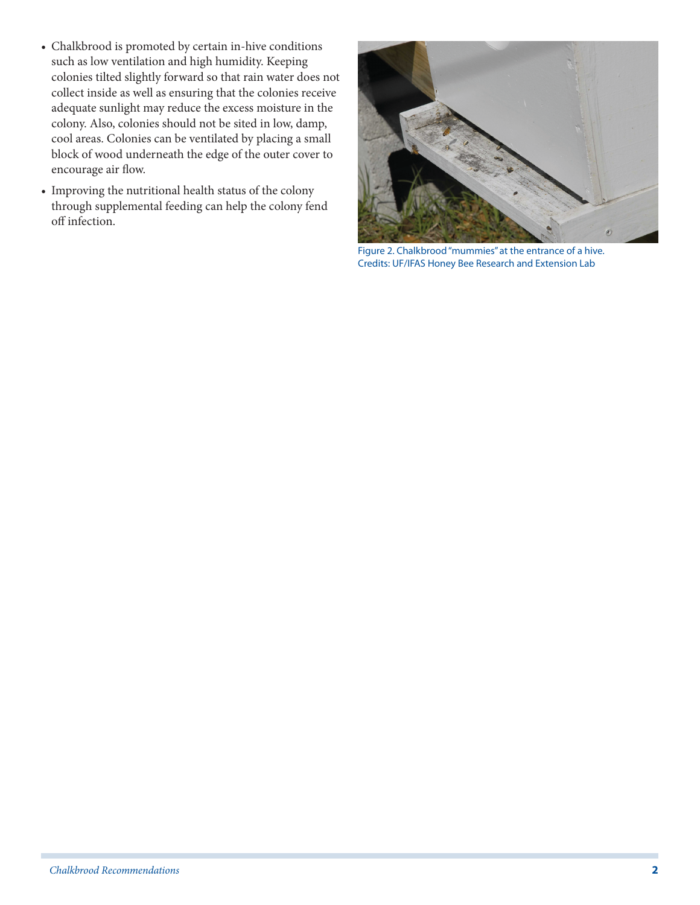- Chalkbrood is promoted by certain in-hive conditions such as low ventilation and high humidity. Keeping colonies tilted slightly forward so that rain water does not collect inside as well as ensuring that the colonies receive adequate sunlight may reduce the excess moisture in the colony. Also, colonies should not be sited in low, damp, cool areas. Colonies can be ventilated by placing a small block of wood underneath the edge of the outer cover to encourage air flow.
- Improving the nutritional health status of the colony through supplemental feeding can help the colony fend off infection.

Figure 2. Chalkbrood "mummies" at the entrance of a hive.
Credits: UF/IFAS Honey Bee Research and Extension Lab